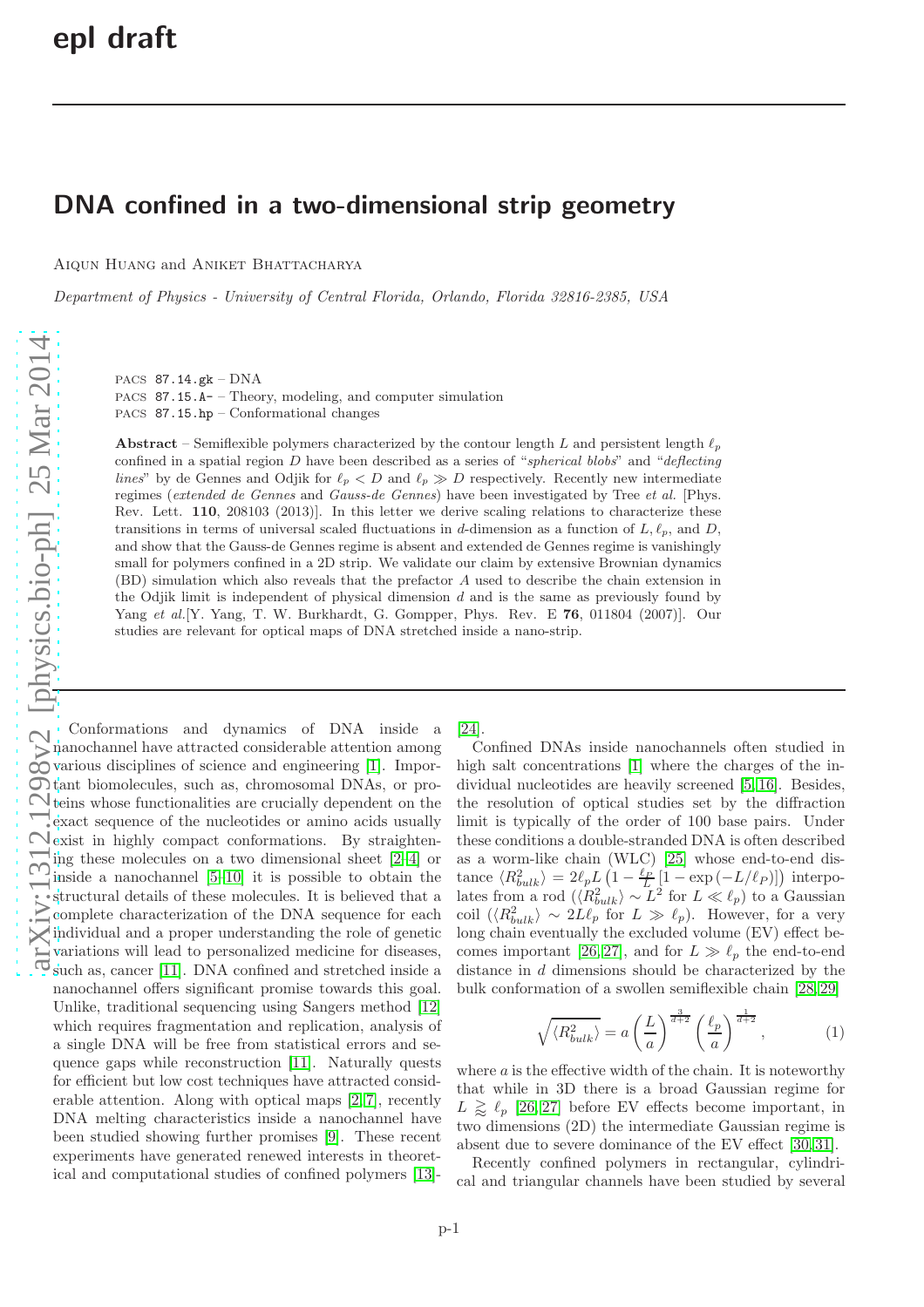epl draft

# DNA confined in a two-dimensional strip geometry

Aiqun Huang and Aniket Bhattacharya

*Department of Physics - University of Central Florida, Orlando, Florida 32816-2385, USA*

PACS 87.14.gk – DNA
PACS 87.15.A- – Theory, modeling, and computer simulation
PACS 87.15.hp – Conformational changes

**Abstract** – Semiflexible polymers characterized by the contour length $L$ and persistent length $\ell_p$ confined in a spatial region $D$ have been described as a series of "*spherical blobs*" and "*deflecting lines*" by de Gennes and Odjik for $\ell_p < D$ and $\ell_p \gg D$ respectively. Recently new intermediate regimes (*extended de Gennes* and *Gauss-de Gennes*) have been investigated by Tree *et al.* [Phys. Rev. Lett. **110**, 208103 (2013)]. In this letter we derive scaling relations to characterize these transitions in terms of universal scaled fluctuations in $d$-dimension as a function of $L, \ell_p$, and $D$, and show that the Gauss-de Gennes regime is absent and extended de Gennes regime is vanishingly small for polymers confined in a 2D strip. We validate our claim by extensive Brownian dynamics (BD) simulation which also reveals that the prefactor $A$ used to describe the chain extension in the Odjik limit is independent of physical dimension $d$ and is the same as previously found by Yang *et al.*[Y. Yang, T. W. Burkhardt, G. Gompper, Phys. Rev. E **76**, 011804 (2007)]. Our studies are relevant for optical maps of DNA stretched inside a nano-strip.

Conformations and dynamics of DNA inside a nanochannel have attracted considerable attention among various disciplines of science and engineering [1]. Important biomolecules, such as, chromosomal DNAs, or proteins whose functionalities are crucially dependent on the exact sequence of the nucleotides or amino acids usually exist in highly compact conformations. By straightening these molecules on a two dimensional sheet [2–4] or inside a nanochannel [5–10] it is possible to obtain the structural details of these molecules. It is believed that a complete characterization of the DNA sequence for each individual and a proper understanding the role of genetic variations will lead to personalized medicine for diseases, such as, cancer [11]. DNA confined and stretched inside a nanochannel offers significant promise towards this goal. Unlike, traditional sequencing using Sangers method [12] which requires fragmentation and replication, analysis of a single DNA will be free from statistical errors and sequence gaps while reconstruction [11]. Naturally quests for efficient but low cost techniques have attracted considerable attention. Along with optical maps [2, 7], recently DNA melting characteristics inside a nanochannel have been studied showing further promises [9]. These recent experiments have generated renewed interests in theoretical and computational studies of confined polymers [13]-[24].

Confined DNAs inside nanochannels often studied in high salt concentrations [1] where the charges of the individual nucleotides are heavily screened [5, 16]. Besides, the resolution of optical studies set by the diffraction limit is typically of the order of 100 base pairs. Under these conditions a double-stranded DNA is often described as a worm-like chain (WLC) [25] whose end-to-end distance $\langle R^2_{bulk}\rangle = 2\ell_p L\left(1 - \frac{\ell_P}{L}\left[1-\exp\left(-L/\ell_P\right)\right]\right)$ interpolates from a rod ($\langle R^2_{bulk}\rangle \sim L^2$ for $L \ll \ell_p$) to a Gaussian coil ($\langle R^2_{bulk}\rangle \sim 2L\ell_p$ for $L \gg \ell_p$). However, for a very long chain eventually the excluded volume (EV) effect becomes important [26, 27], and for $L \gg \ell_p$ the end-to-end distance in $d$ dimensions should be characterized by the bulk conformation of a swollen semiflexible chain [28, 29]

$$\sqrt{\langle R^2_{bulk}\rangle} = a\left(\frac{L}{a}\right)^{\frac{3}{d+2}}\left(\frac{\ell_p}{a}\right)^{\frac{1}{d+2}}, \tag{1}$$

where $a$ is the effective width of the chain. It is noteworthy that while in 3D there is a broad Gaussian regime for $L \gtrapprox \ell_p$ [26, 27] before EV effects become important, in two dimensions (2D) the intermediate Gaussian regime is absent due to severe dominance of the EV effect [30, 31].

Recently confined polymers in rectangular, cylindrical and triangular channels have been studied by several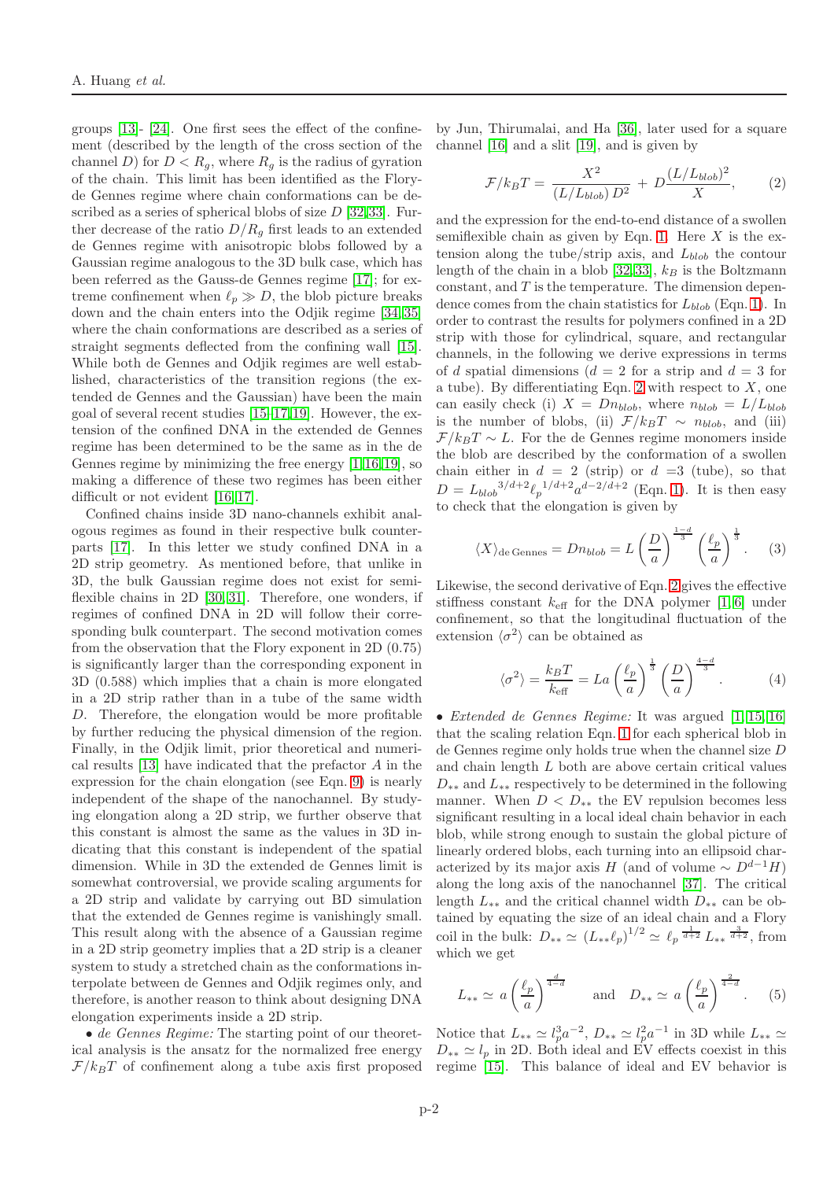groups [13]- [24]. One first sees the effect of the confinement (described by the length of the cross section of the channel $D$) for $D < R_g$, where $R_g$ is the radius of gyration of the chain. This limit has been identified as the Flory-de Gennes regime where chain conformations can be described as a series of spherical blobs of size $D$ [32,33]. Further decrease of the ratio $D/R_g$ first leads to an extended de Gennes regime with anisotropic blobs followed by a Gaussian regime analogous to the 3D bulk case, which has been referred as the Gauss-de Gennes regime [17]; for extreme confinement when $\ell_p \gg D$, the blob picture breaks down and the chain enters into the Odjik regime [34,35] where the chain conformations are described as a series of straight segments deflected from the confining wall [15]. While both de Gennes and Odjik regimes are well established, characteristics of the transition regions (the extended de Gennes and the Gaussian) have been the main goal of several recent studies [15–17,19]. However, the extension of the confined DNA in the extended de Gennes regime has been determined to be the same as in the de Gennes regime by minimizing the free energy [1,16,19], so making a difference of these two regimes has been either difficult or not evident [16,17].

Confined chains inside 3D nano-channels exhibit analogous regimes as found in their respective bulk counterparts [17]. In this letter we study confined DNA in a 2D strip geometry. As mentioned before, that unlike in 3D, the bulk Gaussian regime does not exist for semiflexible chains in 2D [30,31]. Therefore, one wonders, if regimes of confined DNA in 2D will follow their corresponding bulk counterpart. The second motivation comes from the observation that the Flory exponent in 2D (0.75) is significantly larger than the corresponding exponent in 3D (0.588) which implies that a chain is more elongated in a 2D strip rather than in a tube of the same width $D$. Therefore, the elongation would be more profitable by further reducing the physical dimension of the region. Finally, in the Odjik limit, prior theoretical and numerical results [13] have indicated that the prefactor $A$ in the expression for the chain elongation (see Eqn. 9) is nearly independent of the shape of the nanochannel. By studying elongation along a 2D strip, we further observe that this constant is almost the same as the values in 3D indicating that this constant is independent of the spatial dimension. While in 3D the extended de Gennes limit is somewhat controversial, we provide scaling arguments for a 2D strip and validate by carrying out BD simulation that the extended de Gennes regime is vanishingly small. This result along with the absence of a Gaussian regime in a 2D strip geometry implies that a 2D strip is a cleaner system to study a stretched chain as the conformations interpolate between de Gennes and Odjik regimes only, and therefore, is another reason to think about designing DNA elongation experiments inside a 2D strip.

• *de Gennes Regime:* The starting point of our theoretical analysis is the ansatz for the normalized free energy $\mathcal{F}/k_BT$ of confinement along a tube axis first proposed by Jun, Thirumalai, and Ha [36], later used for a square channel [16] and a slit [19], and is given by

$$\mathcal{F}/k_BT = \frac{X^2}{(L/L_{blob})\,D^2} + D\frac{(L/L_{blob})^2}{X}, \qquad (2)$$

and the expression for the end-to-end distance of a swollen semiflexible chain as given by Eqn. 1. Here $X$ is the extension along the tube/strip axis, and $L_{blob}$ the contour length of the chain in a blob [32,33], $k_B$ is the Boltzmann constant, and $T$ is the temperature. The dimension dependence comes from the chain statistics for $L_{blob}$ (Eqn. 1). In order to contrast the results for polymers confined in a 2D strip with those for cylindrical, square, and rectangular channels, in the following we derive expressions in terms of $d$ spatial dimensions ($d = 2$ for a strip and $d = 3$ for a tube). By differentiating Eqn. 2 with respect to $X$, one can easily check (i) $X = Dn_{blob}$, where $n_{blob} = L/L_{blob}$ is the number of blobs, (ii) $\mathcal{F}/k_BT \sim n_{blob}$, and (iii) $\mathcal{F}/k_BT \sim L$. For the de Gennes regime monomers inside the blob are described by the conformation of a swollen chain either in $d = 2$ (strip) or $d = 3$ (tube), so that $D = {L_{blob}}^{3/d+2}{\ell_p}^{1/d+2}a^{d-2/d+2}$ (Eqn. 1). It is then easy to check that the elongation is given by

$$\langle X \rangle_{\text{de Gennes}} = Dn_{blob} = L\left(\frac{D}{a}\right)^{\frac{1-d}{3}}\left(\frac{\ell_p}{a}\right)^{\frac{1}{3}}. \qquad (3)$$

Likewise, the second derivative of Eqn. 2 gives the effective stiffness constant $k_{\text{eff}}$ for the DNA polymer [1,6] under confinement, so that the longitudinal fluctuation of the extension $\langle\sigma^2\rangle$ can be obtained as

$$\langle\sigma^2\rangle = \frac{k_BT}{k_{\text{eff}}} = La\left(\frac{\ell_p}{a}\right)^{\frac{1}{3}}\left(\frac{D}{a}\right)^{\frac{4-d}{3}}. \qquad (4)$$

• *Extended de Gennes Regime:* It was argued [1,15,16] that the scaling relation Eqn. 1 for each spherical blob in de Gennes regime only holds true when the channel size $D$ and chain length $L$ both are above certain critical values $D_{**}$ and $L_{**}$ respectively to be determined in the following manner. When $D < D_{**}$ the EV repulsion becomes less significant resulting in a local ideal chain behavior in each blob, while strong enough to sustain the global picture of linearly ordered blobs, each turning into an ellipsoid characterized by its major axis $H$ (and of volume $\sim D^{d-1}H$) along the long axis of the nanochannel [37]. The critical length $L_{**}$ and the critical channel width $D_{**}$ can be obtained by equating the size of an ideal chain and a Flory coil in the bulk: $D_{**} \simeq (L_{**}\ell_p)^{1/2} \simeq \ell_p^{\frac{1}{d+2}}L_{**}^{\frac{3}{d+2}}$, from which we get

$$L_{**} \simeq a\left(\frac{\ell_p}{a}\right)^{\frac{d}{4-d}} \quad \text{and} \quad D_{**} \simeq a\left(\frac{\ell_p}{a}\right)^{\frac{2}{4-d}}. \qquad (5)$$

Notice that $L_{**} \simeq l_p^3a^{-2}$, $D_{**} \simeq l_p^2a^{-1}$ in 3D while $L_{**} \simeq D_{**} \simeq l_p$ in 2D. Both ideal and EV effects coexist in this regime [15]. This balance of ideal and EV behavior is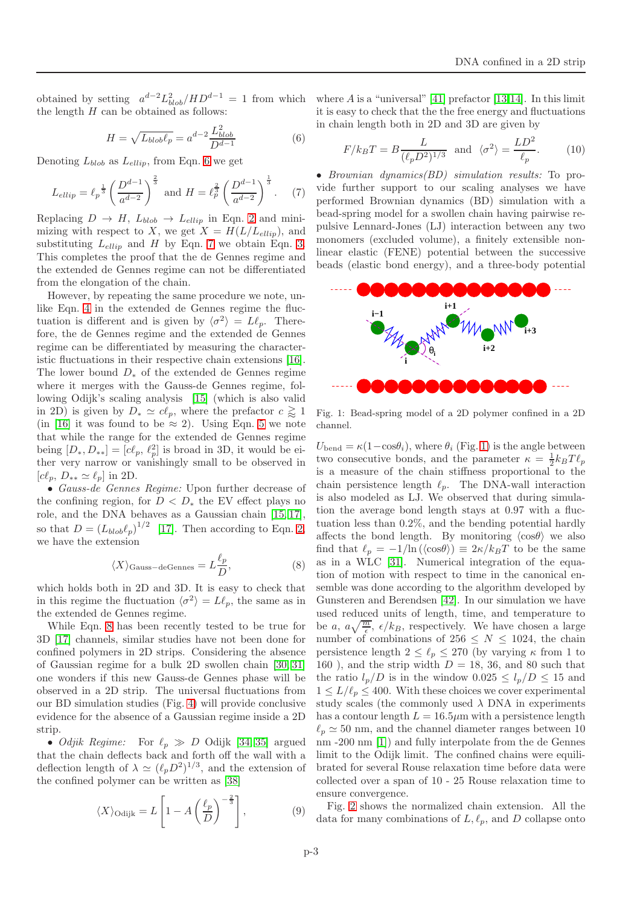obtained by setting $a^{d-2}L_{blob}^2/HD^{d-1} = 1$ from which the length $H$ can be obtained as follows:

$$H = \sqrt{L_{blob}\ell_p} = a^{d-2}\frac{L_{blob}^2}{D^{d-1}} \tag{6}$$

Denoting $L_{blob}$ as $L_{ellip}$, from Eqn. 6 we get

$$L_{ellip} = \ell_p^{\frac{1}{3}}\left(\frac{D^{d-1}}{a^{d-2}}\right)^{\frac{2}{3}} \text{ and } H = \ell_p^{\frac{2}{3}}\left(\frac{D^{d-1}}{a^{d-2}}\right)^{\frac{1}{3}}. \tag{7}$$

Replacing $D \to H$, $L_{blob} \to L_{ellip}$ in Eqn. 2 and minimizing with respect to $X$, we get $X = H(L/L_{ellip})$, and substituting $L_{ellip}$ and $H$ by Eqn. 7 we obtain Eqn. 3. This completes the proof that the de Gennes regime and the extended de Gennes regime can not be differentiated from the elongation of the chain.

However, by repeating the same procedure we note, unlike Eqn. 4 in the extended de Gennes regime the fluctuation is different and is given by $\langle\sigma^2\rangle = L\ell_p$. Therefore, the de Gennes regime and the extended de Gennes regime can be differentiated by measuring the characteristic fluctuations in their respective chain extensions [16]. The lower bound $D_*$ of the extended de Gennes regime where it merges with the Gauss-de Gennes regime, following Odijk's scaling analysis [15] (which is also valid in 2D) is given by $D_* \simeq c\ell_p$, where the prefactor $c \gtrapprox 1$ (in [16] it was found to be $\approx 2$). Using Eqn. 5 we note that while the range for the extended de Gennes regime being $[D_*, D_{**}] = [c\ell_p,\, \ell_p^2]$ is broad in 3D, it would be either very narrow or vanishingly small to be observed in $[c\ell_p,\, D_{**} \simeq \ell_p]$ in 2D.

• *Gauss-de Gennes Regime:* Upon further decrease of the confining region, for $D < D_*$ the EV effect plays no role, and the DNA behaves as a Gaussian chain [15,17], so that $D = (L_{blob}\ell_p)^{1/2}$ [17]. Then according to Eqn. 2, we have the extension

$$\langle X\rangle_{\rm Gauss-deGennes} = L\frac{\ell_p}{D}, \tag{8}$$

which holds both in 2D and 3D. It is easy to check that in this regime the fluctuation $\langle\sigma^2\rangle = L\ell_p$, the same as in the extended de Gennes regime.

While Eqn. 8 has been recently tested to be true for 3D [17] channels, similar studies have not been done for confined polymers in 2D strips. Considering the absence of Gaussian regime for a bulk 2D swollen chain [30,31] one wonders if this new Gauss-de Gennes phase will be observed in a 2D strip. The universal fluctuations from our BD simulation studies (Fig. 4) will provide conclusive evidence for the absence of a Gaussian regime inside a 2D strip.

• *Odjik Regime:* For $\ell_p \gg D$ Odijk [34,35] argued that the chain deflects back and forth off the wall with a deflection length of $\lambda \simeq (\ell_p D^2)^{1/3}$, and the extension of the confined polymer can be written as [38]

$$\langle X\rangle_{\rm Odijk} = L\left[1 - A\left(\frac{\ell_p}{D}\right)^{-\frac{2}{3}}\right], \tag{9}$$

where $A$ is a "universal" [41] prefactor [13,14]. In this limit it is easy to check that the the free energy and fluctuations in chain length both in 2D and 3D are given by

$$F/k_BT = B\frac{L}{(\ell_p D^2)^{1/3}} \text{ and } \langle\sigma^2\rangle = \frac{LD^2}{\ell_p}. \tag{10}$$

• *Brownian dynamics(BD) simulation results:* To provide further support to our scaling analyses we have performed Brownian dynamics (BD) simulation with a bead-spring model for a swollen chain having pairwise repulsive Lennard-Jones (LJ) interaction between any two monomers (excluded volume), a finitely extensible non-linear elastic (FENE) potential between the successive beads (elastic bond energy), and a three-body potential

Fig. 1: Bead-spring model of a 2D polymer confined in a 2D channel.

$U_{\rm bend} = \kappa(1-\cos\theta_i)$, where $\theta_i$ (Fig. 1) is the angle between two consecutive bonds, and the parameter $\kappa = \frac{1}{2}k_BT\ell_p$ is a measure of the chain stiffness proportional to the chain persistence length $\ell_p$. The DNA-wall interaction is also modeled as LJ. We observed that during simulation the average bond length stays at 0.97 with a fluctuation less than 0.2%, and the bending potential hardly affects the bond length. By monitoring $\langle\cos\theta\rangle$ we also find that $\ell_p = -1/\ln(\langle\cos\theta\rangle) \equiv 2\kappa/k_BT$ to be the same as in a WLC [31]. Numerical integration of the equation of motion with respect to time in the canonical ensemble was done according to the algorithm developed by Gunsteren and Berendsen [42]. In our simulation we have used reduced units of length, time, and temperature to be $a$, $a\sqrt{\frac{m}{\epsilon}}$, $\epsilon/k_B$, respectively. We have chosen a large number of combinations of $256 \le N \le 1024$, the chain persistence length $2 \le \ell_p \le 270$ (by varying $\kappa$ from 1 to 160 ), and the strip width $D$ = 18, 36, and 80 such that the ratio $l_p/D$ is in the window $0.025 \le l_p/D \le 15$ and $1 \le L/\ell_p \le 400$. With these choices we cover experimental study scales (the commonly used $\lambda$ DNA in experiments has a contour length $L = 16.5\mu$m with a persistence length $\ell_p \simeq 50$ nm, and the channel diameter ranges between 10 nm -200 nm [1]) and fully interpolate from the de Gennes limit to the Odijk limit. The confined chains were equilibrated for several Rouse relaxation time before data were collected over a span of 10 - 25 Rouse relaxation time to ensure convergence.

Fig. 2 shows the normalized chain extension. All the data for many combinations of $L, \ell_p$, and $D$ collapse onto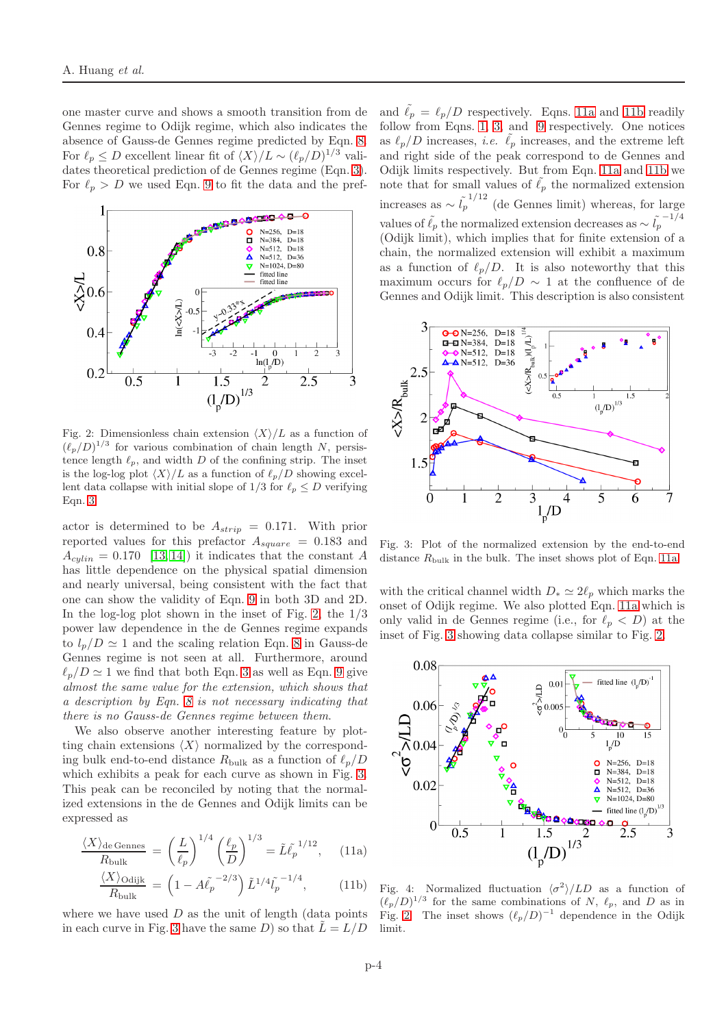one master curve and shows a smooth transition from de Gennes regime to Odijk regime, which also indicates the absence of Gauss-de Gennes regime predicted by Eqn. 8. For $\ell_p \leq D$ excellent linear fit of $\langle X\rangle/L \sim (\ell_p/D)^{1/3}$ validates theoretical prediction of de Gennes regime (Eqn. 3). For $\ell_p > D$ we used Eqn. 9 to fit the data and the prefactor is determined to be $A_{strip} = 0.171$. With prior reported values for this prefactor $A_{square} = 0.183$ and $A_{cylin} = 0.170$ [13, 14]) it indicates that the constant $A$ has little dependence on the physical spatial dimension and nearly universal, being consistent with the fact that one can show the validity of Eqn. 9 in both 3D and 2D. In the log-log plot shown in the inset of Fig. 2, the 1/3 power law dependence in the de Gennes regime expands to $l_p/D \simeq 1$ and the scaling relation Eqn. 8 in Gauss-de Gennes regime is not seen at all. Furthermore, around $\ell_p/D \simeq 1$ we find that both Eqn. 3 as well as Eqn. 9 give *almost the same value for the extension, which shows that a description by Eqn. 8 is not necessary indicating that there is no Gauss-de Gennes regime between them.*

Fig. 2: Dimensionless chain extension $\langle X\rangle/L$ as a function of $(\ell_p/D)^{1/3}$ for various combination of chain length $N$, persistence length $\ell_p$, and width $D$ of the confining strip. The inset is the log-log plot $\langle X\rangle/L$ as a function of $\ell_p/D$ showing excellent data collapse with initial slope of 1/3 for $\ell_p \leq D$ verifying Eqn. 3.

We also observe another interesting feature by plotting chain extensions $\langle X\rangle$ normalized by the corresponding bulk end-to-end distance $R_{\rm bulk}$ as a function of $\ell_p/D$ which exhibits a peak for each curve as shown in Fig. 3. This peak can be reconciled by noting that the normalized extensions in the de Gennes and Odijk limits can be expressed as

$$\frac{\langle X\rangle_{\text{de Gennes}}}{R_{\text{bulk}}} = \left(\frac{L}{\ell_p}\right)^{1/4}\left(\frac{\ell_p}{D}\right)^{1/3} = \tilde{L}\tilde{\ell_p}^{\,1/12}, \qquad (11a)$$

$$\frac{\langle X\rangle_{\text{Odijk}}}{R_{\text{bulk}}} = \left(1 - A\tilde{\ell_p}^{\,-2/3}\right)\tilde{L}^{1/4}\tilde{l_p}^{\,-1/4}, \qquad (11b)$$

where we have used $D$ as the unit of length (data points in each curve in Fig. 3 have the same $D$) so that $\tilde{L} = L/D$ and $\tilde{\ell_p} = \ell_p/D$ respectively. Eqns. 11a and 11b readily follow from Eqns. 1, 3, and 9 respectively. One notices as $\ell_p/D$ increases, *i.e.* $\tilde{\ell_p}$ increases, and the extreme left and right side of the peak correspond to de Gennes and Odijk limits respectively. But from Eqn. 11a and 11b we note that for small values of $\tilde{\ell_p}$ the normalized extension increases as $\sim \tilde{l_p}^{\,1/12}$ (de Gennes limit) whereas, for large values of $\tilde{\ell_p}$ the normalized extension decreases as $\sim \tilde{l_p}^{\,-1/4}$ (Odijk limit), which implies that for finite extension of a chain, the normalized extension will exhibit a maximum as a function of $\ell_p/D$. It is also noteworthy that this maximum occurs for $\ell_p/D \sim 1$ at the confluence of de Gennes and Odijk limit. This description is also consistent with the critical channel width $D_* \simeq 2\ell_p$ which marks the onset of Odijk regime. We also plotted Eqn. 11a which is only valid in de Gennes regime (i.e., for $\ell_p < D$) at the inset of Fig. 3 showing data collapse similar to Fig. 2.

Fig. 3: Plot of the normalized extension by the end-to-end distance $R_{\rm bulk}$ in the bulk. The inset shows plot of Eqn. 11a.

Fig. 4: Normalized fluctuation $\langle\sigma^2\rangle/LD$ as a function of $(\ell_p/D)^{1/3}$ for the same combinations of $N$, $\ell_p$, and $D$ as in Fig. 2. The inset shows $(\ell_p/D)^{-1}$ dependence in the Odijk limit.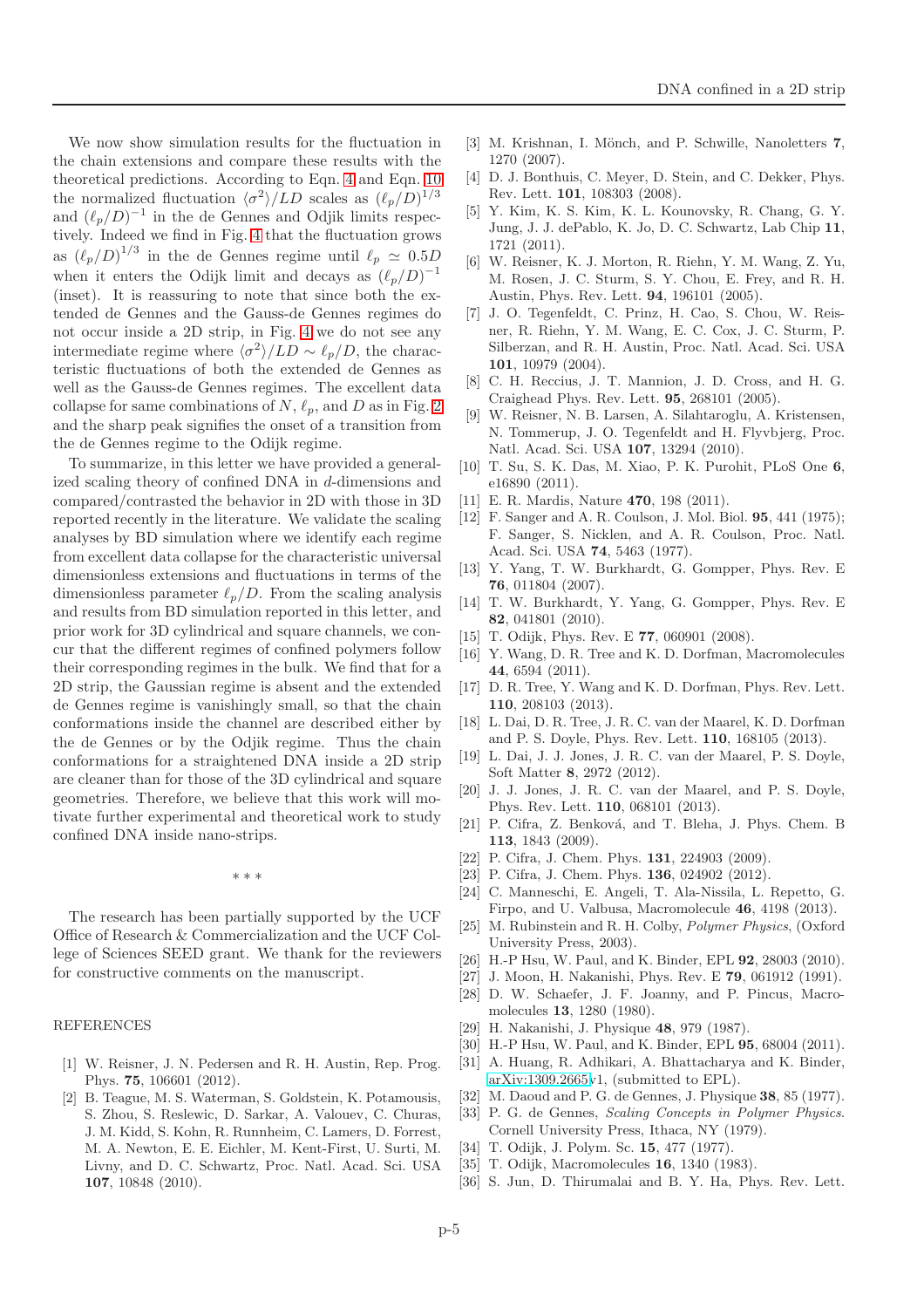We now show simulation results for the fluctuation in the chain extensions and compare these results with the theoretical predictions. According to Eqn. 4 and Eqn. 10 the normalized fluctuation $\langle \sigma^2 \rangle / LD$ scales as $(\ell_p/D)^{1/3}$ and $(\ell_p/D)^{-1}$ in the de Gennes and Odjik limits respectively. Indeed we find in Fig. 4 that the fluctuation grows as $(\ell_p/D)^{1/3}$ in the de Gennes regime until $\ell_p \simeq 0.5D$ when it enters the Odijk limit and decays as $(\ell_p/D)^{-1}$ (inset). It is reassuring to note that since both the extended de Gennes and the Gauss-de Gennes regimes do not occur inside a 2D strip, in Fig. 4 we do not see any intermediate regime where $\langle \sigma^2 \rangle / LD \sim \ell_p/D$, the characteristic fluctuations of both the extended de Gennes as well as the Gauss-de Gennes regimes. The excellent data collapse for same combinations of $N$, $\ell_p$, and $D$ as in Fig. 2 and the sharp peak signifies the onset of a transition from the de Gennes regime to the Odijk regime.

To summarize, in this letter we have provided a generalized scaling theory of confined DNA in $d$-dimensions and compared/contrasted the behavior in 2D with those in 3D reported recently in the literature. We validate the scaling analyses by BD simulation where we identify each regime from excellent data collapse for the characteristic universal dimensionless extensions and fluctuations in terms of the dimensionless parameter $\ell_p/D$. From the scaling analysis and results from BD simulation reported in this letter, and prior work for 3D cylindrical and square channels, we concur that the different regimes of confined polymers follow their corresponding regimes in the bulk. We find that for a 2D strip, the Gaussian regime is absent and the extended de Gennes regime is vanishingly small, so that the chain conformations inside the channel are described either by the de Gennes or by the Odjik regime. Thus the chain conformations for a straightened DNA inside a 2D strip are cleaner than for those of the 3D cylindrical and square geometries. Therefore, we believe that this work will motivate further experimental and theoretical work to study confined DNA inside nano-strips.

\* \* \*

The research has been partially supported by the UCF Office of Research & Commercialization and the UCF College of Sciences SEED grant. We thank for the reviewers for constructive comments on the manuscript.

REFERENCES

[1] W. Reisner, J. N. Pedersen and R. H. Austin, Rep. Prog. Phys. **75**, 106601 (2012).

[2] B. Teague, M. S. Waterman, S. Goldstein, K. Potamousis, S. Zhou, S. Reslewic, D. Sarkar, A. Valouev, C. Churas, J. M. Kidd, S. Kohn, R. Runnheim, C. Lamers, D. Forrest, M. A. Newton, E. E. Eichler, M. Kent-First, U. Surti, M. Livny, and D. C. Schwartz, Proc. Natl. Acad. Sci. USA **107**, 10848 (2010).

[3] M. Krishnan, I. Mönch, and P. Schwille, Nanoletters **7**, 1270 (2007).

[4] D. J. Bonthuis, C. Meyer, D. Stein, and C. Dekker, Phys. Rev. Lett. **101**, 108303 (2008).

[5] Y. Kim, K. S. Kim, K. L. Kounovsky, R. Chang, G. Y. Jung, J. J. dePablo, K. Jo, D. C. Schwartz, Lab Chip **11**, 1721 (2011).

[6] W. Reisner, K. J. Morton, R. Riehn, Y. M. Wang, Z. Yu, M. Rosen, J. C. Sturm, S. Y. Chou, E. Frey, and R. H. Austin, Phys. Rev. Lett. **94**, 196101 (2005).

[7] J. O. Tegenfeldt, C. Prinz, H. Cao, S. Chou, W. Reisner, R. Riehn, Y. M. Wang, E. C. Cox, J. C. Sturm, P. Silberzan, and R. H. Austin, Proc. Natl. Acad. Sci. USA **101**, 10979 (2004).

[8] C. H. Reccius, J. T. Mannion, J. D. Cross, and H. G. Craighead Phys. Rev. Lett. **95**, 268101 (2005).

[9] W. Reisner, N. B. Larsen, A. Silahtaroglu, A. Kristensen, N. Tommerup, J. O. Tegenfeldt and H. Flyvbjerg, Proc. Natl. Acad. Sci. USA **107**, 13294 (2010).

[10] T. Su, S. K. Das, M. Xiao, P. K. Purohit, PLoS One **6**, e16890 (2011).

[11] E. R. Mardis, Nature **470**, 198 (2011).

[12] F. Sanger and A. R. Coulson, J. Mol. Biol. **95**, 441 (1975); F. Sanger, S. Nicklen, and A. R. Coulson, Proc. Natl. Acad. Sci. USA **74**, 5463 (1977).

[13] Y. Yang, T. W. Burkhardt, G. Gompper, Phys. Rev. E **76**, 011804 (2007).

[14] T. W. Burkhardt, Y. Yang, G. Gompper, Phys. Rev. E **82**, 041801 (2010).

[15] T. Odijk, Phys. Rev. E **77**, 060901 (2008).

[16] Y. Wang, D. R. Tree and K. D. Dorfman, Macromolecules **44**, 6594 (2011).

[17] D. R. Tree, Y. Wang and K. D. Dorfman, Phys. Rev. Lett. **110**, 208103 (2013).

[18] L. Dai, D. R. Tree, J. R. C. van der Maarel, K. D. Dorfman and P. S. Doyle, Phys. Rev. Lett. **110**, 168105 (2013).

[19] L. Dai, J. J. Jones, J. R. C. van der Maarel, P. S. Doyle, Soft Matter **8**, 2972 (2012).

[20] J. J. Jones, J. R. C. van der Maarel, and P. S. Doyle, Phys. Rev. Lett. **110**, 068101 (2013).

[21] P. Cifra, Z. Benková, and T. Bleha, J. Phys. Chem. B **113**, 1843 (2009).

[22] P. Cifra, J. Chem. Phys. **131**, 224903 (2009).

[23] P. Cifra, J. Chem. Phys. **136**, 024902 (2012).

[24] C. Manneschi, E. Angeli, T. Ala-Nissila, L. Repetto, G. Firpo, and U. Valbusa, Macromolecule **46**, 4198 (2013).

[25] M. Rubinstein and R. H. Colby, *Polymer Physics*, (Oxford University Press, 2003).

[26] H.-P Hsu, W. Paul, and K. Binder, EPL **92**, 28003 (2010).

[27] J. Moon, H. Nakanishi, Phys. Rev. E **79**, 061912 (1991).

[28] D. W. Schaefer, J. F. Joanny, and P. Pincus, Macromolecules **13**, 1280 (1980).

[29] H. Nakanishi, J. Physique **48**, 979 (1987).

[30] H.-P Hsu, W. Paul, and K. Binder, EPL **95**, 68004 (2011).

[31] A. Huang, R. Adhikari, A. Bhattacharya and K. Binder, arXiv:1309.2665v1, (submitted to EPL).

[32] M. Daoud and P. G. de Gennes, J. Physique **38**, 85 (1977).

[33] P. G. de Gennes, *Scaling Concepts in Polymer Physics*. Cornell University Press, Ithaca, NY (1979).

[34] T. Odijk, J. Polym. Sc. **15**, 477 (1977).

[35] T. Odijk, Macromolecules **16**, 1340 (1983).

[36] S. Jun, D. Thirumalai and B. Y. Ha, Phys. Rev. Lett.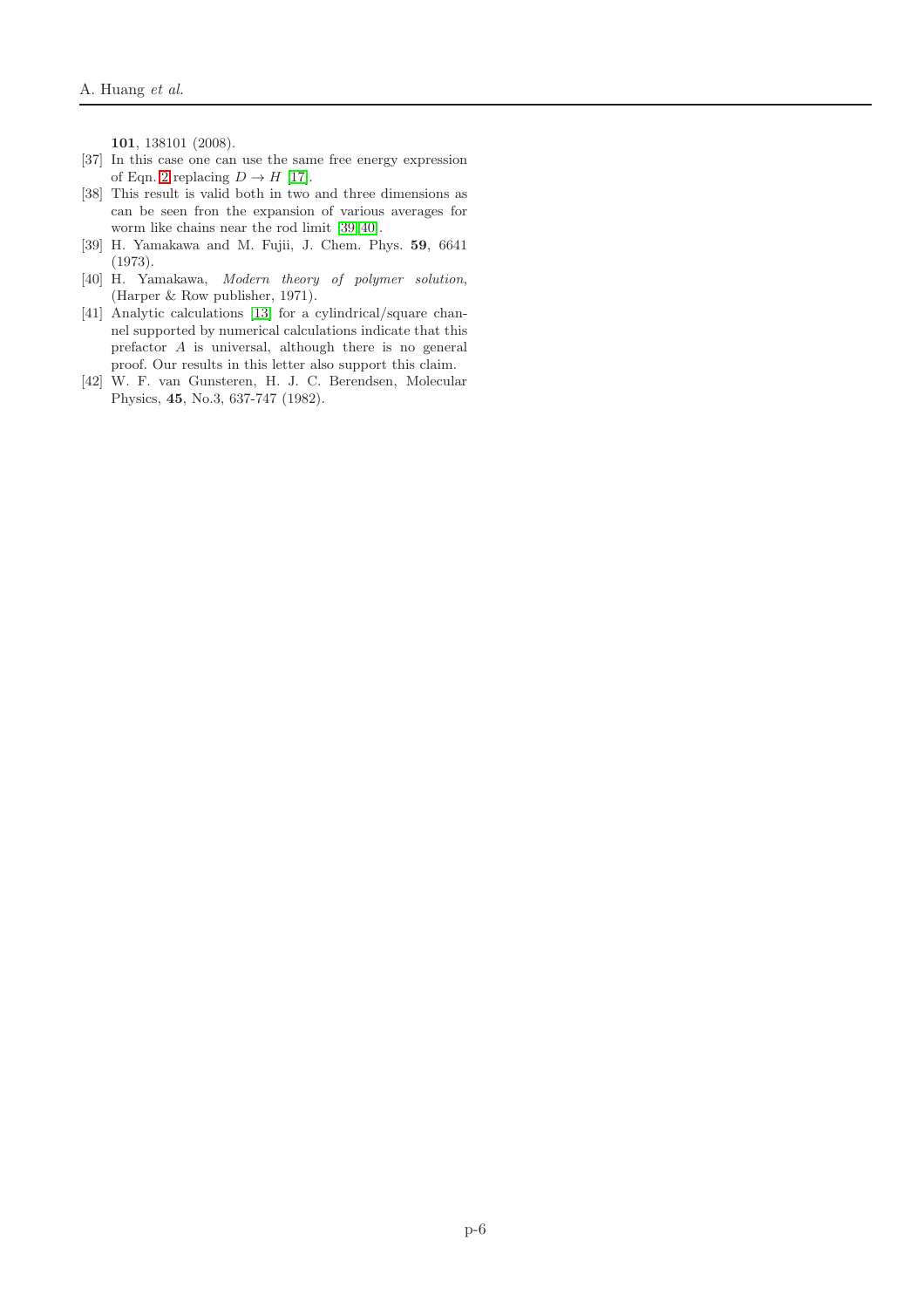**101**, 138101 (2008).

[37] In this case one can use the same free energy expression of Eqn. 2 replacing $D \rightarrow H$ [17].

[38] This result is valid both in two and three dimensions as can be seen fron the expansion of various averages for worm like chains near the rod limit [39,40].

[39] H. Yamakawa and M. Fujii, J. Chem. Phys. **59**, 6641 (1973).

[40] H. Yamakawa, *Modern theory of polymer solution*, (Harper & Row publisher, 1971).

[41] Analytic calculations [13] for a cylindrical/square channel supported by numerical calculations indicate that this prefactor $A$ is universal, although there is no general proof. Our results in this letter also support this claim.

[42] W. F. van Gunsteren, H. J. C. Berendsen, Molecular Physics, **45**, No.3, 637-747 (1982).